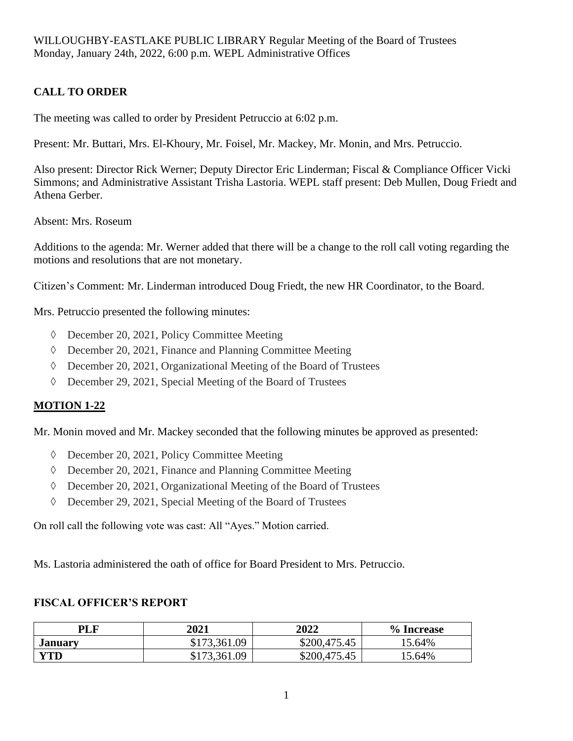WILLOUGHBY-EASTLAKE PUBLIC LIBRARY Regular Meeting of the Board of Trustees
Monday, January 24th, 2022, 6:00 p.m. WEPL Administrative Offices

## CALL TO ORDER

The meeting was called to order by President Petruccio at 6:02 p.m.

Present: Mr. Buttari, Mrs. El-Khoury, Mr. Foisel, Mr. Mackey, Mr. Monin, and Mrs. Petruccio.

Also present: Director Rick Werner; Deputy Director Eric Linderman; Fiscal & Compliance Officer Vicki Simmons; and Administrative Assistant Trisha Lastoria. WEPL staff present: Deb Mullen, Doug Friedt and Athena Gerber.

Absent: Mrs. Roseum

Additions to the agenda: Mr. Werner added that there will be a change to the roll call voting regarding the motions and resolutions that are not monetary.

Citizen's Comment: Mr. Linderman introduced Doug Friedt, the new HR Coordinator, to the Board.

Mrs. Petruccio presented the following minutes:

◊ December 20, 2021, Policy Committee Meeting
◊ December 20, 2021, Finance and Planning Committee Meeting
◊ December 20, 2021, Organizational Meeting of the Board of Trustees
◊ December 29, 2021, Special Meeting of the Board of Trustees

## MOTION 1-22

Mr. Monin moved and Mr. Mackey seconded that the following minutes be approved as presented:

◊ December 20, 2021, Policy Committee Meeting
◊ December 20, 2021, Finance and Planning Committee Meeting
◊ December 20, 2021, Organizational Meeting of the Board of Trustees
◊ December 29, 2021, Special Meeting of the Board of Trustees

On roll call the following vote was cast: All "Ayes." Motion carried.

Ms. Lastoria administered the oath of office for Board President to Mrs. Petruccio.

## FISCAL OFFICER'S REPORT

| PLF | 2021 | 2022 | % Increase |
|---|---|---|---|
| **January** | $173,361.09 | $200,475.45 | 15.64% |
| **YTD** | $173,361.09 | $200,475.45 | 15.64% |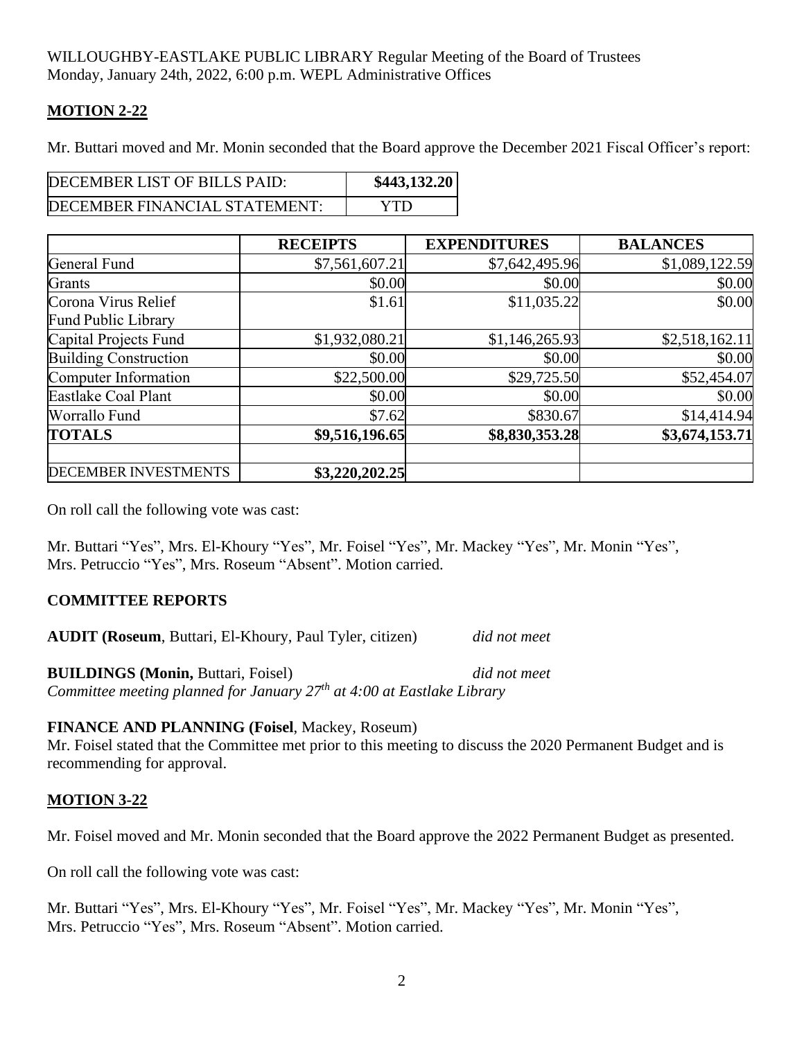WILLOUGHBY-EASTLAKE PUBLIC LIBRARY Regular Meeting of the Board of Trustees
Monday, January 24th, 2022, 6:00 p.m. WEPL Administrative Offices

## MOTION 2-22

Mr. Buttari moved and Mr. Monin seconded that the Board approve the December 2021 Fiscal Officer's report:

| | |
|---|---|
| DECEMBER LIST OF BILLS PAID: | **$443,132.20** |
| DECEMBER FINANCIAL STATEMENT: | YTD |

| | **RECEIPTS** | **EXPENDITURES** | **BALANCES** |
|---|---|---|---|
| General Fund | $7,561,607.21 | $7,642,495.96 | $1,089,122.59 |
| Grants | $0.00 | $0.00 | $0.00 |
| Corona Virus Relief Fund Public Library | $1.61 | $11,035.22 | $0.00 |
| Capital Projects Fund | $1,932,080.21 | $1,146,265.93 | $2,518,162.11 |
| Building Construction | $0.00 | $0.00 | $0.00 |
| Computer Information | $22,500.00 | $29,725.50 | $52,454.07 |
| Eastlake Coal Plant | $0.00 | $0.00 | $0.00 |
| Worrallo Fund | $7.62 | $830.67 | $14,414.94 |
| **TOTALS** | **$9,516,196.65** | **$8,830,353.28** | **$3,674,153.71** |
| | | | |
| DECEMBER INVESTMENTS | **$3,220,202.25** | | |

On roll call the following vote was cast:

Mr. Buttari "Yes", Mrs. El-Khoury "Yes", Mr. Foisel "Yes", Mr. Mackey "Yes", Mr. Monin "Yes", Mrs. Petruccio "Yes", Mrs. Roseum "Absent". Motion carried.

## COMMITTEE REPORTS

**AUDIT (Roseum**, Buttari, El-Khoury, Paul Tyler, citizen) *did not meet*

**BUILDINGS (Monin,** Buttari, Foisel) *did not meet*
*Committee meeting planned for January 27th at 4:00 at Eastlake Library*

**FINANCE AND PLANNING (Foisel**, Mackey, Roseum)
Mr. Foisel stated that the Committee met prior to this meeting to discuss the 2020 Permanent Budget and is recommending for approval.

## MOTION 3-22

Mr. Foisel moved and Mr. Monin seconded that the Board approve the 2022 Permanent Budget as presented.

On roll call the following vote was cast:

Mr. Buttari "Yes", Mrs. El-Khoury "Yes", Mr. Foisel "Yes", Mr. Mackey "Yes", Mr. Monin "Yes", Mrs. Petruccio "Yes", Mrs. Roseum "Absent". Motion carried.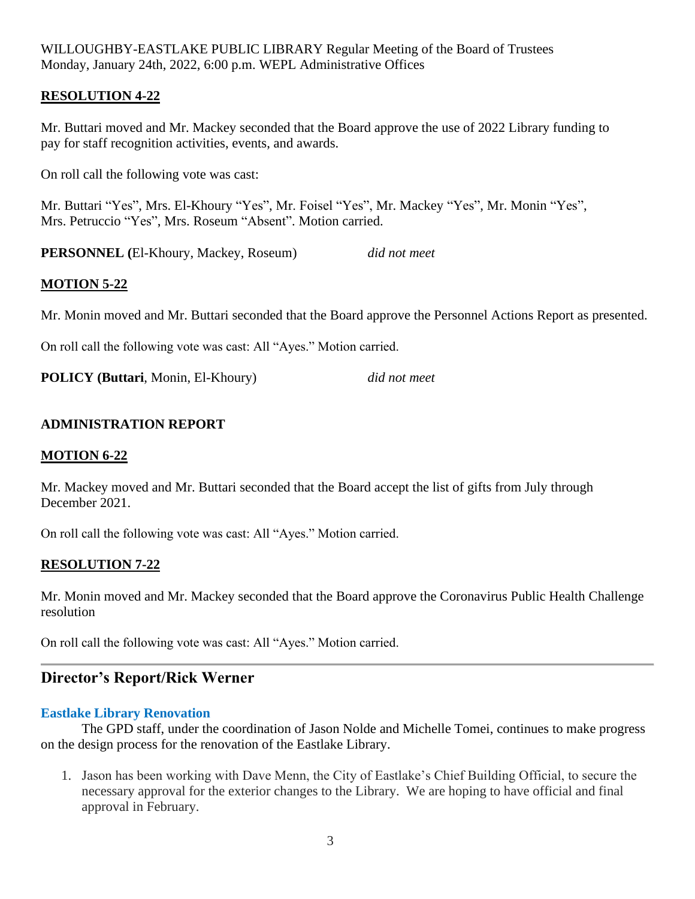WILLOUGHBY-EASTLAKE PUBLIC LIBRARY Regular Meeting of the Board of Trustees
Monday, January 24th, 2022, 6:00 p.m. WEPL Administrative Offices

**RESOLUTION 4-22**

Mr. Buttari moved and Mr. Mackey seconded that the Board approve the use of 2022 Library funding to pay for staff recognition activities, events, and awards.

On roll call the following vote was cast:

Mr. Buttari "Yes", Mrs. El-Khoury "Yes", Mr. Foisel "Yes", Mr. Mackey "Yes", Mr. Monin "Yes", Mrs. Petruccio "Yes", Mrs. Roseum "Absent". Motion carried.

**PERSONNEL (**El-Khoury, Mackey, Roseum) *did not meet*

**MOTION 5-22**

Mr. Monin moved and Mr. Buttari seconded that the Board approve the Personnel Actions Report as presented.

On roll call the following vote was cast: All "Ayes." Motion carried.

**POLICY (Buttari**, Monin, El-Khoury) *did not meet*

**ADMINISTRATION REPORT**

**MOTION 6-22**

Mr. Mackey moved and Mr. Buttari seconded that the Board accept the list of gifts from July through December 2021.

On roll call the following vote was cast: All "Ayes." Motion carried.

**RESOLUTION 7-22**

Mr. Monin moved and Mr. Mackey seconded that the Board approve the Coronavirus Public Health Challenge resolution

On roll call the following vote was cast: All "Ayes." Motion carried.

---

## Director's Report/Rick Werner

### Eastlake Library Renovation

The GPD staff, under the coordination of Jason Nolde and Michelle Tomei, continues to make progress on the design process for the renovation of the Eastlake Library.

1. Jason has been working with Dave Menn, the City of Eastlake's Chief Building Official, to secure the necessary approval for the exterior changes to the Library. We are hoping to have official and final approval in February.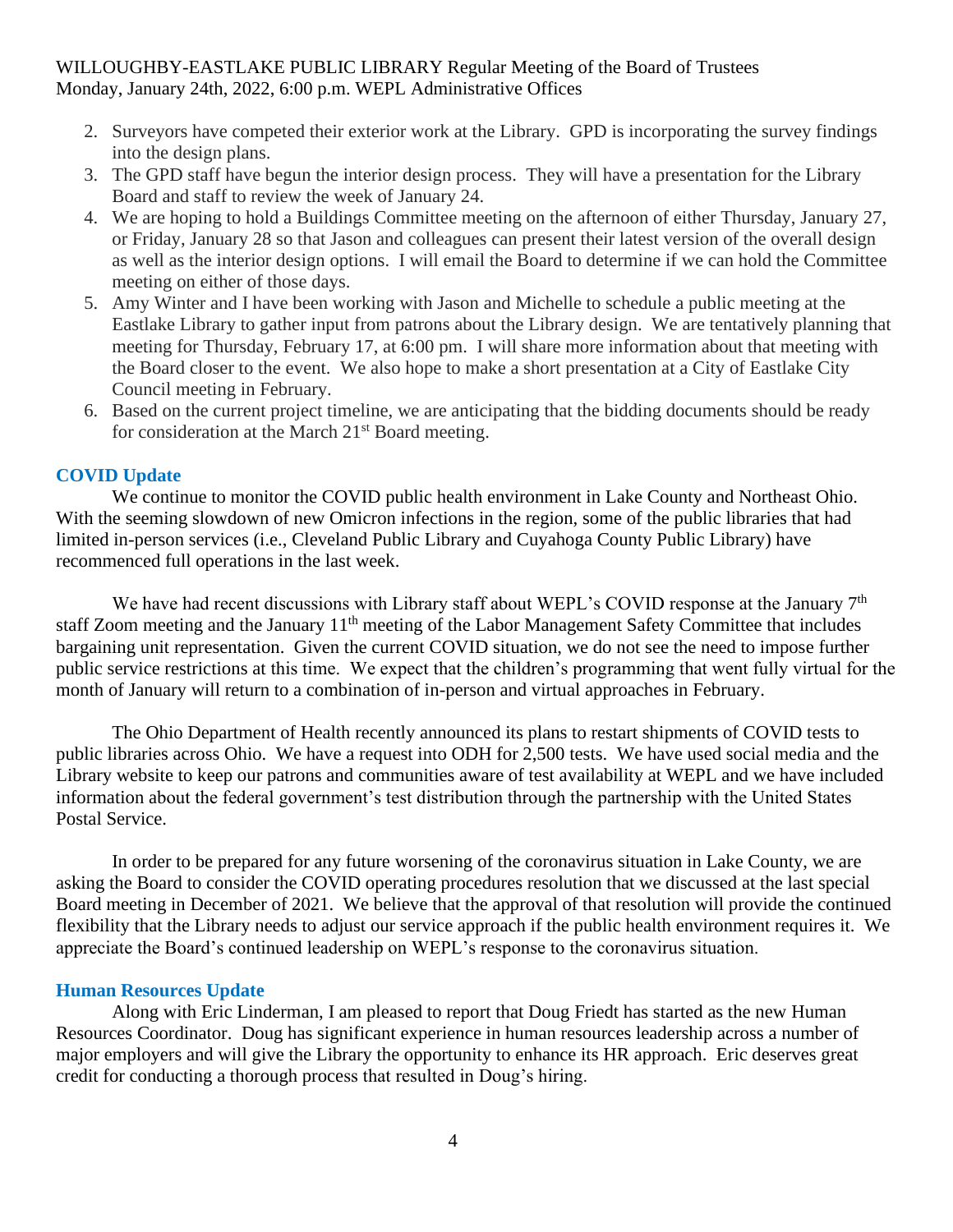2. Surveyors have competed their exterior work at the Library. GPD is incorporating the survey findings into the design plans.
3. The GPD staff have begun the interior design process. They will have a presentation for the Library Board and staff to review the week of January 24.
4. We are hoping to hold a Buildings Committee meeting on the afternoon of either Thursday, January 27, or Friday, January 28 so that Jason and colleagues can present their latest version of the overall design as well as the interior design options. I will email the Board to determine if we can hold the Committee meeting on either of those days.
5. Amy Winter and I have been working with Jason and Michelle to schedule a public meeting at the Eastlake Library to gather input from patrons about the Library design. We are tentatively planning that meeting for Thursday, February 17, at 6:00 pm. I will share more information about that meeting with the Board closer to the event. We also hope to make a short presentation at a City of Eastlake City Council meeting in February.
6. Based on the current project timeline, we are anticipating that the bidding documents should be ready for consideration at the March 21st Board meeting.

## COVID Update

We continue to monitor the COVID public health environment in Lake County and Northeast Ohio. With the seeming slowdown of new Omicron infections in the region, some of the public libraries that had limited in-person services (i.e., Cleveland Public Library and Cuyahoga County Public Library) have recommenced full operations in the last week.

We have had recent discussions with Library staff about WEPL's COVID response at the January 7th staff Zoom meeting and the January 11th meeting of the Labor Management Safety Committee that includes bargaining unit representation. Given the current COVID situation, we do not see the need to impose further public service restrictions at this time. We expect that the children's programming that went fully virtual for the month of January will return to a combination of in-person and virtual approaches in February.

The Ohio Department of Health recently announced its plans to restart shipments of COVID tests to public libraries across Ohio. We have a request into ODH for 2,500 tests. We have used social media and the Library website to keep our patrons and communities aware of test availability at WEPL and we have included information about the federal government's test distribution through the partnership with the United States Postal Service.

In order to be prepared for any future worsening of the coronavirus situation in Lake County, we are asking the Board to consider the COVID operating procedures resolution that we discussed at the last special Board meeting in December of 2021. We believe that the approval of that resolution will provide the continued flexibility that the Library needs to adjust our service approach if the public health environment requires it. We appreciate the Board's continued leadership on WEPL's response to the coronavirus situation.

## Human Resources Update

Along with Eric Linderman, I am pleased to report that Doug Friedt has started as the new Human Resources Coordinator. Doug has significant experience in human resources leadership across a number of major employers and will give the Library the opportunity to enhance its HR approach. Eric deserves great credit for conducting a thorough process that resulted in Doug's hiring.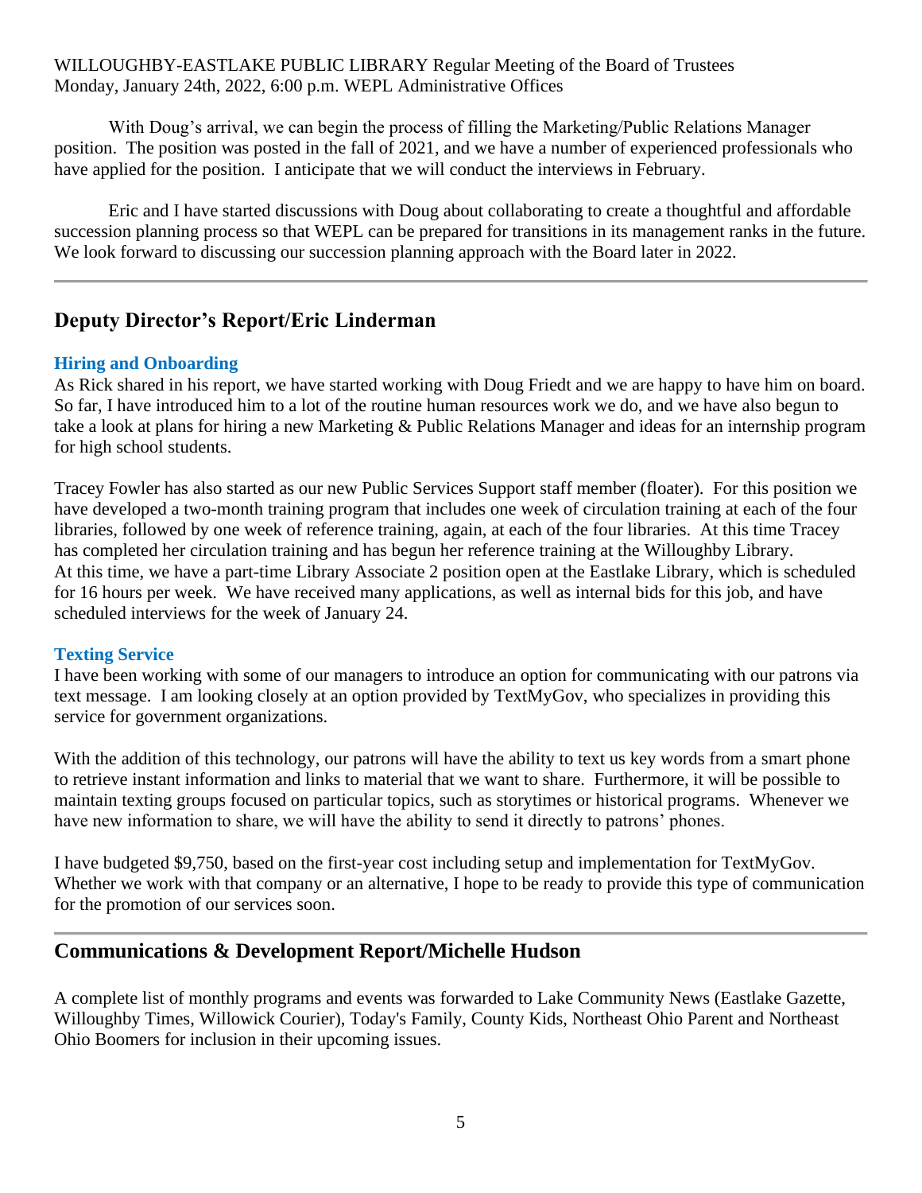With Doug's arrival, we can begin the process of filling the Marketing/Public Relations Manager position. The position was posted in the fall of 2021, and we have a number of experienced professionals who have applied for the position. I anticipate that we will conduct the interviews in February.

Eric and I have started discussions with Doug about collaborating to create a thoughtful and affordable succession planning process so that WEPL can be prepared for transitions in its management ranks in the future. We look forward to discussing our succession planning approach with the Board later in 2022.

---

## Deputy Director's Report/Eric Linderman

### Hiring and Onboarding

As Rick shared in his report, we have started working with Doug Friedt and we are happy to have him on board. So far, I have introduced him to a lot of the routine human resources work we do, and we have also begun to take a look at plans for hiring a new Marketing & Public Relations Manager and ideas for an internship program for high school students.

Tracey Fowler has also started as our new Public Services Support staff member (floater). For this position we have developed a two-month training program that includes one week of circulation training at each of the four libraries, followed by one week of reference training, again, at each of the four libraries. At this time Tracey has completed her circulation training and has begun her reference training at the Willoughby Library. At this time, we have a part-time Library Associate 2 position open at the Eastlake Library, which is scheduled for 16 hours per week. We have received many applications, as well as internal bids for this job, and have scheduled interviews for the week of January 24.

### Texting Service

I have been working with some of our managers to introduce an option for communicating with our patrons via text message. I am looking closely at an option provided by TextMyGov, who specializes in providing this service for government organizations.

With the addition of this technology, our patrons will have the ability to text us key words from a smart phone to retrieve instant information and links to material that we want to share. Furthermore, it will be possible to maintain texting groups focused on particular topics, such as storytimes or historical programs. Whenever we have new information to share, we will have the ability to send it directly to patrons' phones.

I have budgeted $9,750, based on the first-year cost including setup and implementation for TextMyGov. Whether we work with that company or an alternative, I hope to be ready to provide this type of communication for the promotion of our services soon.

---

## Communications & Development Report/Michelle Hudson

A complete list of monthly programs and events was forwarded to Lake Community News (Eastlake Gazette, Willoughby Times, Willowick Courier), Today's Family, County Kids, Northeast Ohio Parent and Northeast Ohio Boomers for inclusion in their upcoming issues.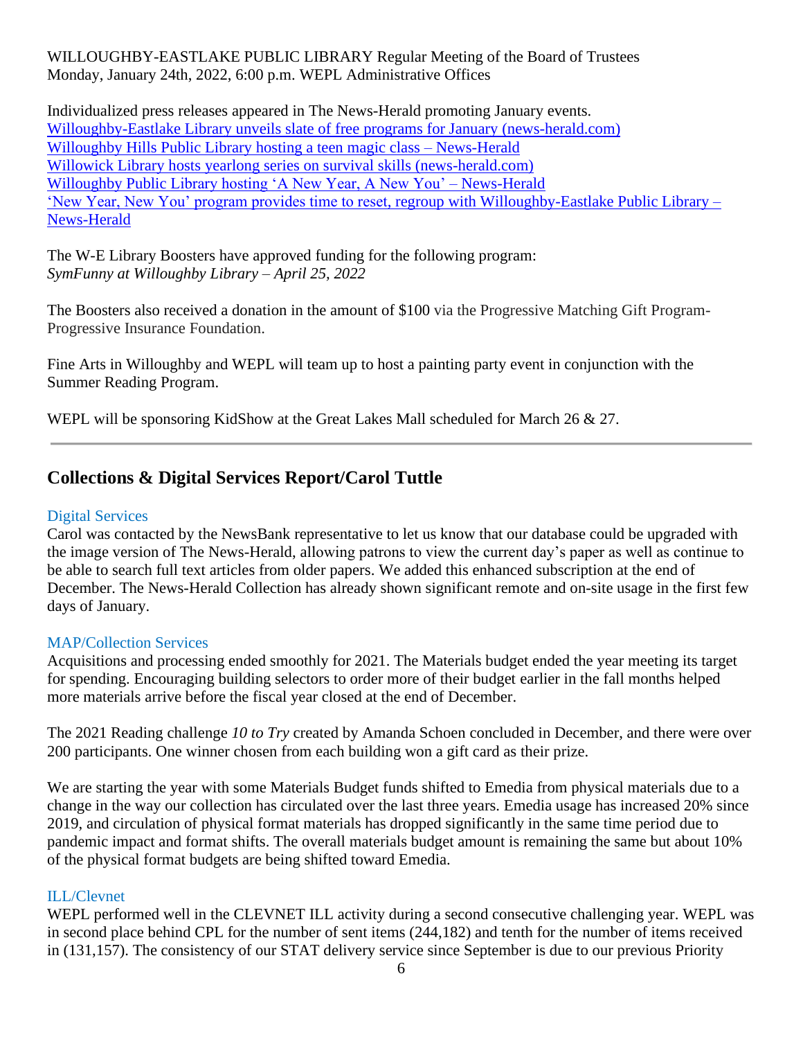WILLOUGHBY-EASTLAKE PUBLIC LIBRARY Regular Meeting of the Board of Trustees
Monday, January 24th, 2022, 6:00 p.m. WEPL Administrative Offices

Individualized press releases appeared in The News-Herald promoting January events.
Willoughby-Eastlake Library unveils slate of free programs for January (news-herald.com)
Willoughby Hills Public Library hosting a teen magic class – News-Herald
Willowick Library hosts yearlong series on survival skills (news-herald.com)
Willoughby Public Library hosting 'A New Year, A New You' – News-Herald
'New Year, New You' program provides time to reset, regroup with Willoughby-Eastlake Public Library – News-Herald

The W-E Library Boosters have approved funding for the following program:
*SymFunny at Willoughby Library – April 25, 2022*

The Boosters also received a donation in the amount of $100 via the Progressive Matching Gift Program-Progressive Insurance Foundation.

Fine Arts in Willoughby and WEPL will team up to host a painting party event in conjunction with the Summer Reading Program.

WEPL will be sponsoring KidShow at the Great Lakes Mall scheduled for March 26 & 27.

---

## Collections & Digital Services Report/Carol Tuttle

### Digital Services

Carol was contacted by the NewsBank representative to let us know that our database could be upgraded with the image version of The News-Herald, allowing patrons to view the current day's paper as well as continue to be able to search full text articles from older papers. We added this enhanced subscription at the end of December. The News-Herald Collection has already shown significant remote and on-site usage in the first few days of January.

### MAP/Collection Services

Acquisitions and processing ended smoothly for 2021. The Materials budget ended the year meeting its target for spending. Encouraging building selectors to order more of their budget earlier in the fall months helped more materials arrive before the fiscal year closed at the end of December.

The 2021 Reading challenge *10 to Try* created by Amanda Schoen concluded in December, and there were over 200 participants. One winner chosen from each building won a gift card as their prize.

We are starting the year with some Materials Budget funds shifted to Emedia from physical materials due to a change in the way our collection has circulated over the last three years. Emedia usage has increased 20% since 2019, and circulation of physical format materials has dropped significantly in the same time period due to pandemic impact and format shifts. The overall materials budget amount is remaining the same but about 10% of the physical format budgets are being shifted toward Emedia.

### ILL/Clevnet

WEPL performed well in the CLEVNET ILL activity during a second consecutive challenging year. WEPL was in second place behind CPL for the number of sent items (244,182) and tenth for the number of items received in (131,157). The consistency of our STAT delivery service since September is due to our previous Priority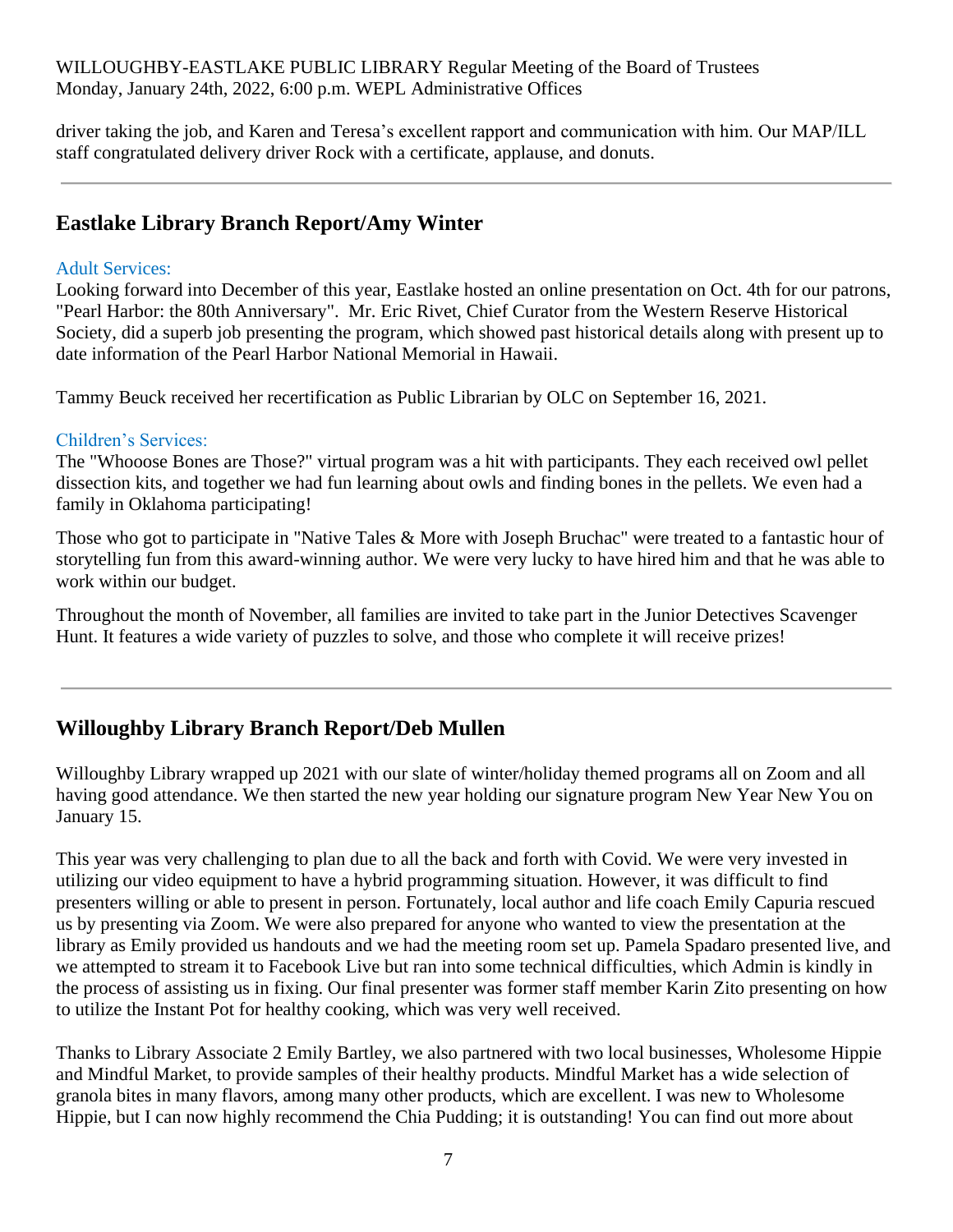driver taking the job, and Karen and Teresa's excellent rapport and communication with him. Our MAP/ILL staff congratulated delivery driver Rock with a certificate, applause, and donuts.

---

## Eastlake Library Branch Report/Amy Winter

### Adult Services:

Looking forward into December of this year, Eastlake hosted an online presentation on Oct. 4th for our patrons, "Pearl Harbor: the 80th Anniversary". Mr. Eric Rivet, Chief Curator from the Western Reserve Historical Society, did a superb job presenting the program, which showed past historical details along with present up to date information of the Pearl Harbor National Memorial in Hawaii.

Tammy Beuck received her recertification as Public Librarian by OLC on September 16, 2021.

### Children's Services:

The "Whooose Bones are Those?" virtual program was a hit with participants. They each received owl pellet dissection kits, and together we had fun learning about owls and finding bones in the pellets. We even had a family in Oklahoma participating!

Those who got to participate in "Native Tales & More with Joseph Bruchac" were treated to a fantastic hour of storytelling fun from this award-winning author. We were very lucky to have hired him and that he was able to work within our budget.

Throughout the month of November, all families are invited to take part in the Junior Detectives Scavenger Hunt. It features a wide variety of puzzles to solve, and those who complete it will receive prizes!

---

## Willoughby Library Branch Report/Deb Mullen

Willoughby Library wrapped up 2021 with our slate of winter/holiday themed programs all on Zoom and all having good attendance. We then started the new year holding our signature program New Year New You on January 15.

This year was very challenging to plan due to all the back and forth with Covid. We were very invested in utilizing our video equipment to have a hybrid programming situation. However, it was difficult to find presenters willing or able to present in person. Fortunately, local author and life coach Emily Capuria rescued us by presenting via Zoom. We were also prepared for anyone who wanted to view the presentation at the library as Emily provided us handouts and we had the meeting room set up. Pamela Spadaro presented live, and we attempted to stream it to Facebook Live but ran into some technical difficulties, which Admin is kindly in the process of assisting us in fixing. Our final presenter was former staff member Karin Zito presenting on how to utilize the Instant Pot for healthy cooking, which was very well received.

Thanks to Library Associate 2 Emily Bartley, we also partnered with two local businesses, Wholesome Hippie and Mindful Market, to provide samples of their healthy products. Mindful Market has a wide selection of granola bites in many flavors, among many other products, which are excellent. I was new to Wholesome Hippie, but I can now highly recommend the Chia Pudding; it is outstanding! You can find out more about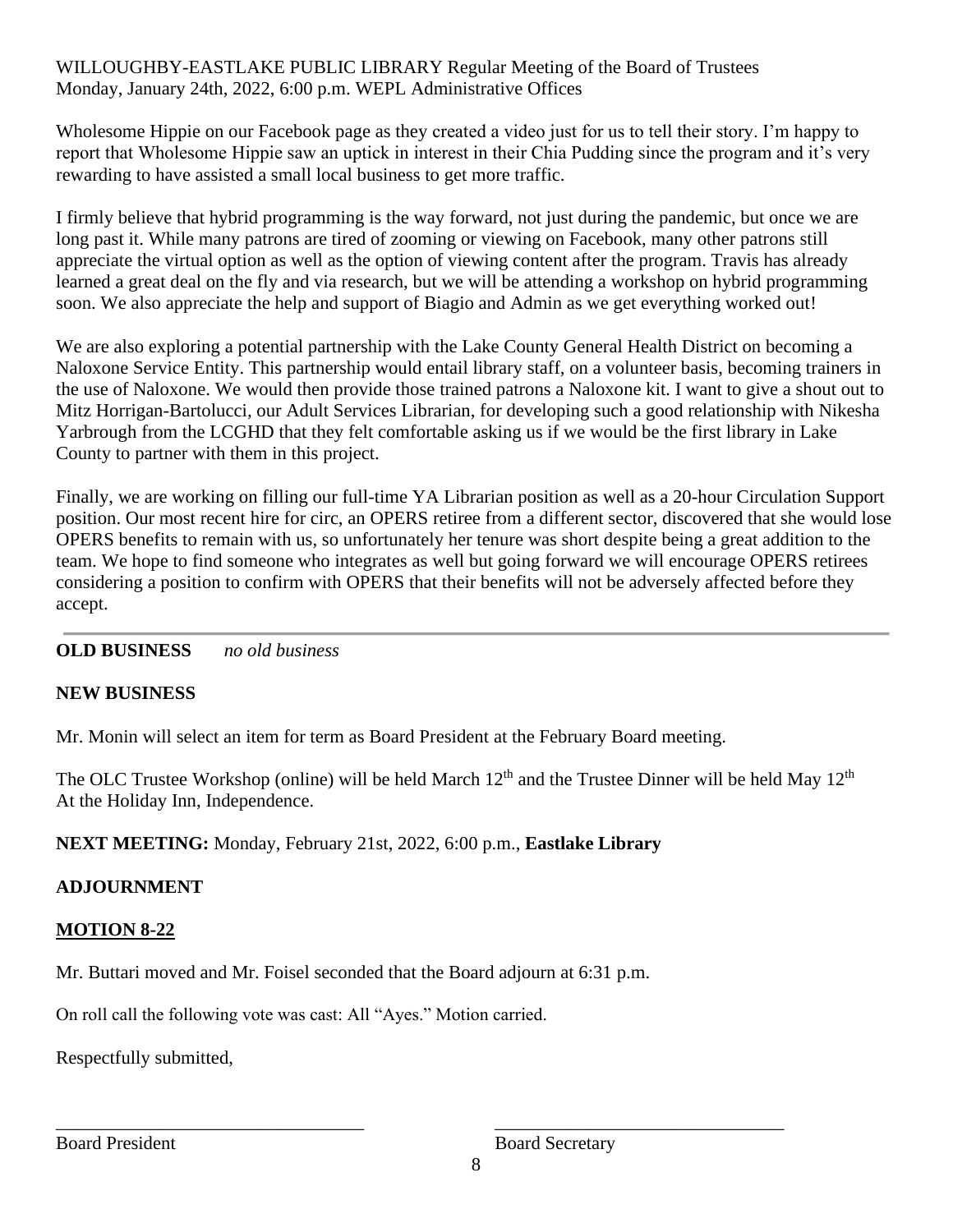Wholesome Hippie on our Facebook page as they created a video just for us to tell their story. I'm happy to report that Wholesome Hippie saw an uptick in interest in their Chia Pudding since the program and it's very rewarding to have assisted a small local business to get more traffic.

I firmly believe that hybrid programming is the way forward, not just during the pandemic, but once we are long past it. While many patrons are tired of zooming or viewing on Facebook, many other patrons still appreciate the virtual option as well as the option of viewing content after the program. Travis has already learned a great deal on the fly and via research, but we will be attending a workshop on hybrid programming soon. We also appreciate the help and support of Biagio and Admin as we get everything worked out!

We are also exploring a potential partnership with the Lake County General Health District on becoming a Naloxone Service Entity. This partnership would entail library staff, on a volunteer basis, becoming trainers in the use of Naloxone. We would then provide those trained patrons a Naloxone kit. I want to give a shout out to Mitz Horrigan-Bartolucci, our Adult Services Librarian, for developing such a good relationship with Nikesha Yarbrough from the LCGHD that they felt comfortable asking us if we would be the first library in Lake County to partner with them in this project.

Finally, we are working on filling our full-time YA Librarian position as well as a 20-hour Circulation Support position. Our most recent hire for circ, an OPERS retiree from a different sector, discovered that she would lose OPERS benefits to remain with us, so unfortunately her tenure was short despite being a great addition to the team. We hope to find someone who integrates as well but going forward we will encourage OPERS retirees considering a position to confirm with OPERS that their benefits will not be adversely affected before they accept.

---

**OLD BUSINESS** *no old business*

**NEW BUSINESS**

Mr. Monin will select an item for term as Board President at the February Board meeting.

The OLC Trustee Workshop (online) will be held March 12th and the Trustee Dinner will be held May 12th At the Holiday Inn, Independence.

**NEXT MEETING:** Monday, February 21st, 2022, 6:00 p.m., **Eastlake Library**

**ADJOURNMENT**

**MOTION 8-22**

Mr. Buttari moved and Mr. Foisel seconded that the Board adjourn at 6:31 p.m.

On roll call the following vote was cast: All "Ayes." Motion carried.

Respectfully submitted,

\_\_\_\_\_\_\_\_\_\_\_\_\_\_\_\_\_\_\_\_\_\_\_\_\_\_\_\_\_\_\_\_\_\_ \_\_\_\_\_\_\_\_\_\_\_\_\_\_\_\_\_\_\_\_\_\_\_\_\_\_\_\_\_\_\_\_\_\_

Board President Board Secretary